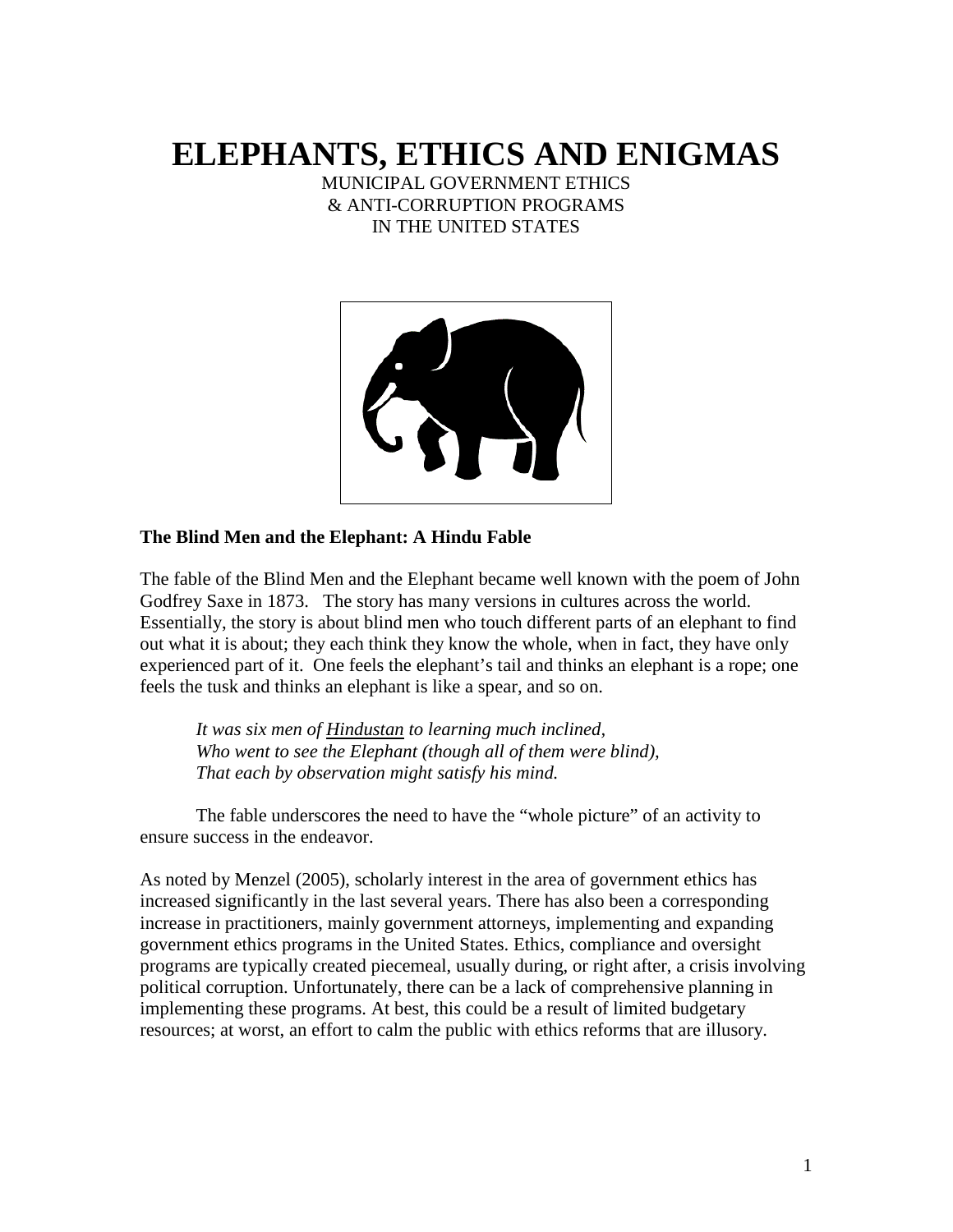# ELEPHANTS, ETHICS AND ENIGMAS

MUNICIPAL GOVERNMENT ETHICS
& ANTI-CORRUPTION PROGRAMS
IN THE UNITED STATES

**The Blind Men and the Elephant: A Hindu Fable**

The fable of the Blind Men and the Elephant became well known with the poem of John Godfrey Saxe in 1873. The story has many versions in cultures across the world. Essentially, the story is about blind men who touch different parts of an elephant to find out what it is about; they each think they know the whole, when in fact, they have only experienced part of it. One feels the elephant's tail and thinks an elephant is a rope; one feels the tusk and thinks an elephant is like a spear, and so on.

> *It was six men of Hindustan to learning much inclined,*
> *Who went to see the Elephant (though all of them were blind),*
> *That each by observation might satisfy his mind.*

The fable underscores the need to have the "whole picture" of an activity to ensure success in the endeavor.

As noted by Menzel (2005), scholarly interest in the area of government ethics has increased significantly in the last several years. There has also been a corresponding increase in practitioners, mainly government attorneys, implementing and expanding government ethics programs in the United States. Ethics, compliance and oversight programs are typically created piecemeal, usually during, or right after, a crisis involving political corruption. Unfortunately, there can be a lack of comprehensive planning in implementing these programs. At best, this could be a result of limited budgetary resources; at worst, an effort to calm the public with ethics reforms that are illusory.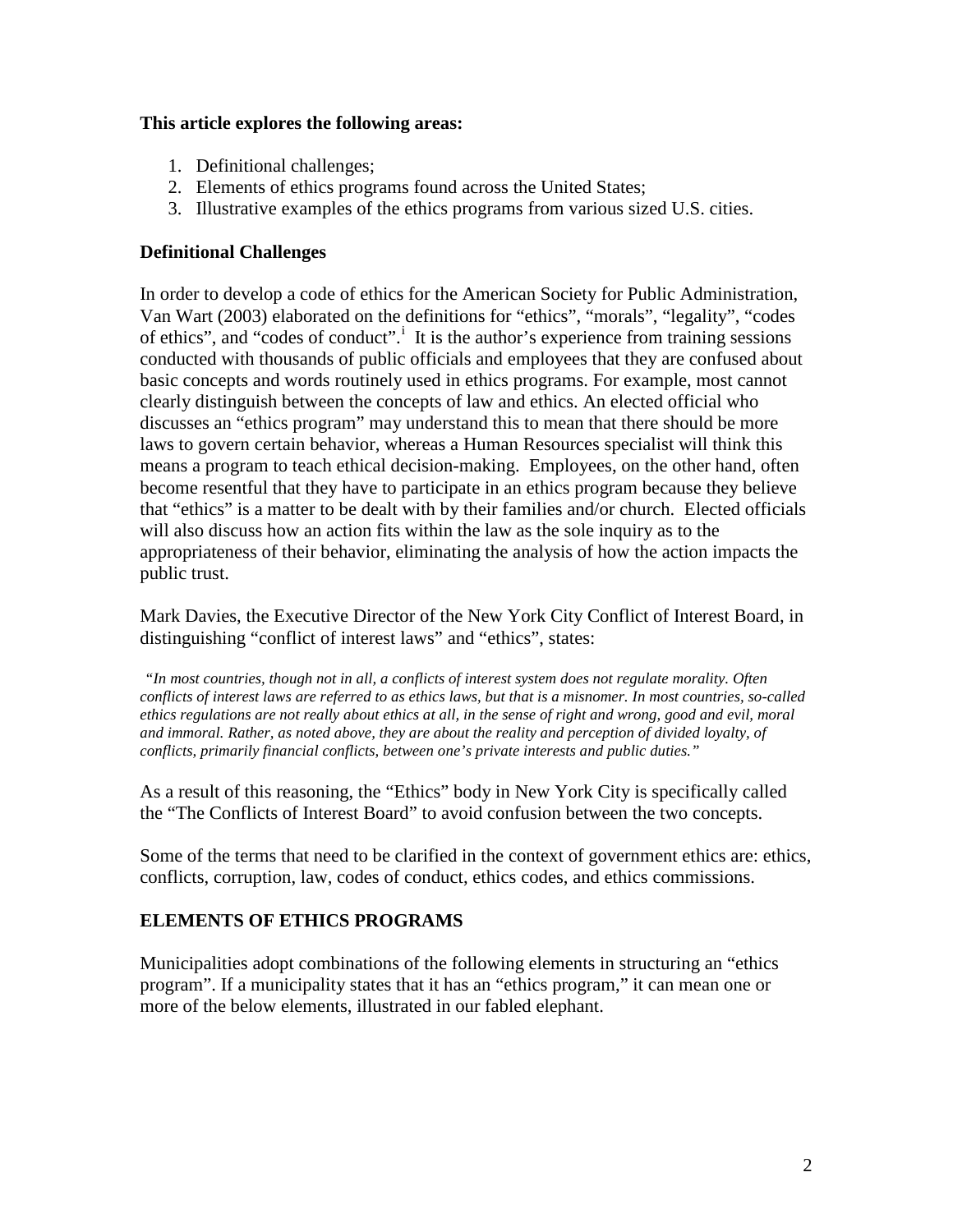**This article explores the following areas:**

1. Definitional challenges;
2. Elements of ethics programs found across the United States;
3. Illustrative examples of the ethics programs from various sized U.S. cities.

**Definitional Challenges**

In order to develop a code of ethics for the American Society for Public Administration, Van Wart (2003) elaborated on the definitions for "ethics", "morals", "legality", "codes of ethics", and "codes of conduct".[i] It is the author's experience from training sessions conducted with thousands of public officials and employees that they are confused about basic concepts and words routinely used in ethics programs. For example, most cannot clearly distinguish between the concepts of law and ethics. An elected official who discusses an "ethics program" may understand this to mean that there should be more laws to govern certain behavior, whereas a Human Resources specialist will think this means a program to teach ethical decision-making. Employees, on the other hand, often become resentful that they have to participate in an ethics program because they believe that "ethics" is a matter to be dealt with by their families and/or church. Elected officials will also discuss how an action fits within the law as the sole inquiry as to the appropriateness of their behavior, eliminating the analysis of how the action impacts the public trust.

Mark Davies, the Executive Director of the New York City Conflict of Interest Board, in distinguishing "conflict of interest laws" and "ethics", states:

*"In most countries, though not in all, a conflicts of interest system does not regulate morality. Often conflicts of interest laws are referred to as ethics laws, but that is a misnomer. In most countries, so-called ethics regulations are not really about ethics at all, in the sense of right and wrong, good and evil, moral and immoral. Rather, as noted above, they are about the reality and perception of divided loyalty, of conflicts, primarily financial conflicts, between one's private interests and public duties."*

As a result of this reasoning, the "Ethics" body in New York City is specifically called the "The Conflicts of Interest Board" to avoid confusion between the two concepts.

Some of the terms that need to be clarified in the context of government ethics are: ethics, conflicts, corruption, law, codes of conduct, ethics codes, and ethics commissions.

**ELEMENTS OF ETHICS PROGRAMS**

Municipalities adopt combinations of the following elements in structuring an "ethics program". If a municipality states that it has an "ethics program," it can mean one or more of the below elements, illustrated in our fabled elephant.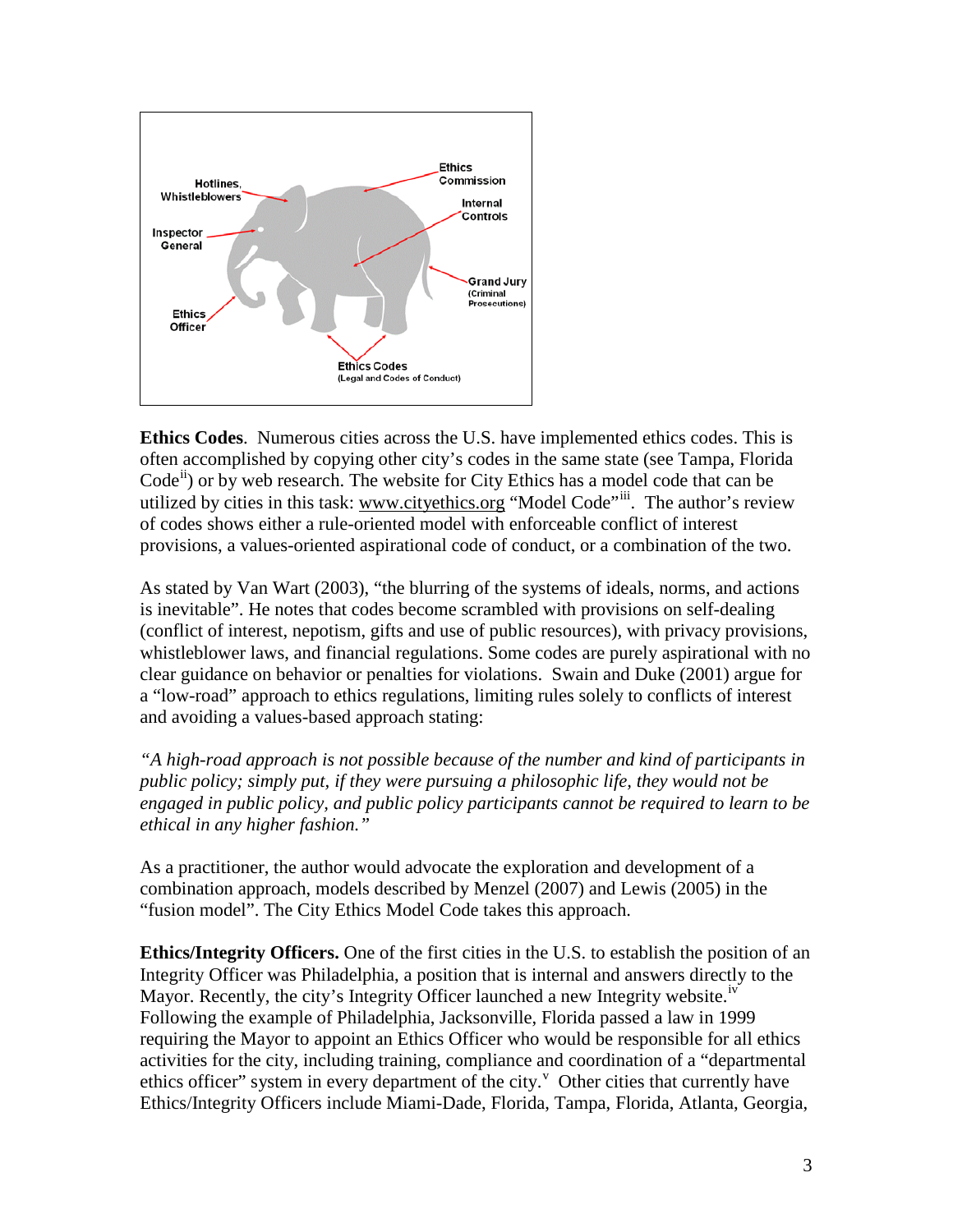Hotlines, Whistleblowers

Ethics Commission

Internal Controls

Inspector General

Grand Jury (Criminal Prosecutions)

Ethics Officer

Ethics Codes (Legal and Codes of Conduct)

**Ethics Codes**. Numerous cities across the U.S. have implemented ethics codes. This is often accomplished by copying other city's codes in the same state (see Tampa, Florida Code[ii]) or by web research. The website for City Ethics has a model code that can be utilized by cities in this task: www.cityethics.org "Model Code"[iii]. The author's review of codes shows either a rule-oriented model with enforceable conflict of interest provisions, a values-oriented aspirational code of conduct, or a combination of the two.

As stated by Van Wart (2003), "the blurring of the systems of ideals, norms, and actions is inevitable". He notes that codes become scrambled with provisions on self-dealing (conflict of interest, nepotism, gifts and use of public resources), with privacy provisions, whistleblower laws, and financial regulations. Some codes are purely aspirational with no clear guidance on behavior or penalties for violations. Swain and Duke (2001) argue for a "low-road" approach to ethics regulations, limiting rules solely to conflicts of interest and avoiding a values-based approach stating:

*"A high-road approach is not possible because of the number and kind of participants in public policy; simply put, if they were pursuing a philosophic life, they would not be engaged in public policy, and public policy participants cannot be required to learn to be ethical in any higher fashion."*

As a practitioner, the author would advocate the exploration and development of a combination approach, models described by Menzel (2007) and Lewis (2005) in the "fusion model". The City Ethics Model Code takes this approach.

**Ethics/Integrity Officers.** One of the first cities in the U.S. to establish the position of an Integrity Officer was Philadelphia, a position that is internal and answers directly to the Mayor. Recently, the city's Integrity Officer launched a new Integrity website.[iv] Following the example of Philadelphia, Jacksonville, Florida passed a law in 1999 requiring the Mayor to appoint an Ethics Officer who would be responsible for all ethics activities for the city, including training, compliance and coordination of a "departmental ethics officer" system in every department of the city.[v] Other cities that currently have Ethics/Integrity Officers include Miami-Dade, Florida, Tampa, Florida, Atlanta, Georgia,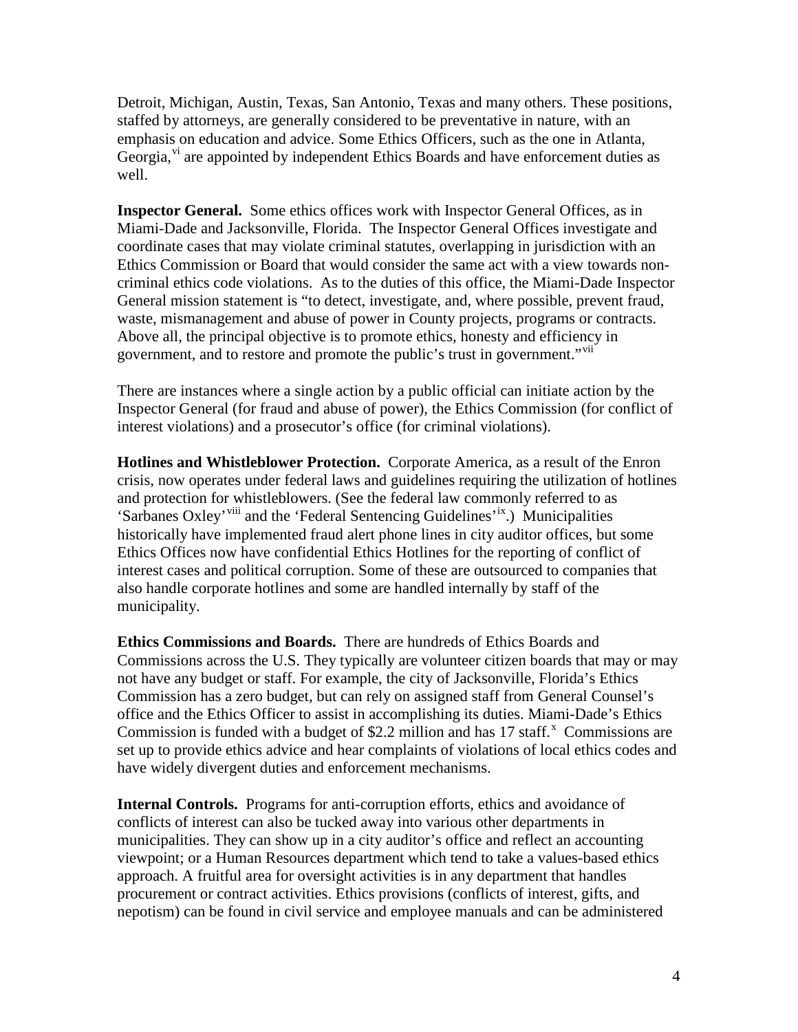Detroit, Michigan, Austin, Texas, San Antonio, Texas and many others. These positions, staffed by attorneys, are generally considered to be preventative in nature, with an emphasis on education and advice. Some Ethics Officers, such as the one in Atlanta, Georgia,[vi] are appointed by independent Ethics Boards and have enforcement duties as well.

**Inspector General.** Some ethics offices work with Inspector General Offices, as in Miami-Dade and Jacksonville, Florida. The Inspector General Offices investigate and coordinate cases that may violate criminal statutes, overlapping in jurisdiction with an Ethics Commission or Board that would consider the same act with a view towards non-criminal ethics code violations. As to the duties of this office, the Miami-Dade Inspector General mission statement is "to detect, investigate, and, where possible, prevent fraud, waste, mismanagement and abuse of power in County projects, programs or contracts. Above all, the principal objective is to promote ethics, honesty and efficiency in government, and to restore and promote the public's trust in government."[vii]

There are instances where a single action by a public official can initiate action by the Inspector General (for fraud and abuse of power), the Ethics Commission (for conflict of interest violations) and a prosecutor's office (for criminal violations).

**Hotlines and Whistleblower Protection.** Corporate America, as a result of the Enron crisis, now operates under federal laws and guidelines requiring the utilization of hotlines and protection for whistleblowers. (See the federal law commonly referred to as 'Sarbanes Oxley'[viii] and the 'Federal Sentencing Guidelines'[ix].) Municipalities historically have implemented fraud alert phone lines in city auditor offices, but some Ethics Offices now have confidential Ethics Hotlines for the reporting of conflict of interest cases and political corruption. Some of these are outsourced to companies that also handle corporate hotlines and some are handled internally by staff of the municipality.

**Ethics Commissions and Boards.** There are hundreds of Ethics Boards and Commissions across the U.S. They typically are volunteer citizen boards that may or may not have any budget or staff. For example, the city of Jacksonville, Florida's Ethics Commission has a zero budget, but can rely on assigned staff from General Counsel's office and the Ethics Officer to assist in accomplishing its duties. Miami-Dade's Ethics Commission is funded with a budget of $2.2 million and has 17 staff.[x] Commissions are set up to provide ethics advice and hear complaints of violations of local ethics codes and have widely divergent duties and enforcement mechanisms.

**Internal Controls.** Programs for anti-corruption efforts, ethics and avoidance of conflicts of interest can also be tucked away into various other departments in municipalities. They can show up in a city auditor's office and reflect an accounting viewpoint; or a Human Resources department which tend to take a values-based ethics approach. A fruitful area for oversight activities is in any department that handles procurement or contract activities. Ethics provisions (conflicts of interest, gifts, and nepotism) can be found in civil service and employee manuals and can be administered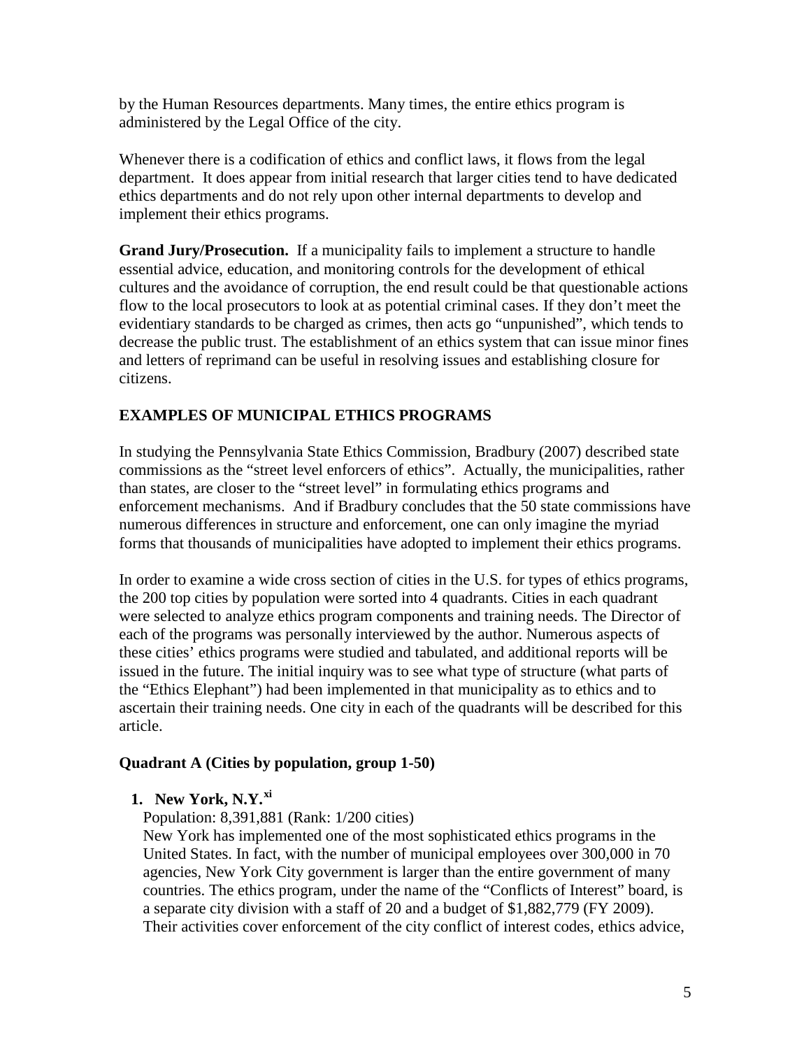by the Human Resources departments. Many times, the entire ethics program is administered by the Legal Office of the city.

Whenever there is a codification of ethics and conflict laws, it flows from the legal department. It does appear from initial research that larger cities tend to have dedicated ethics departments and do not rely upon other internal departments to develop and implement their ethics programs.

**Grand Jury/Prosecution.** If a municipality fails to implement a structure to handle essential advice, education, and monitoring controls for the development of ethical cultures and the avoidance of corruption, the end result could be that questionable actions flow to the local prosecutors to look at as potential criminal cases. If they don't meet the evidentiary standards to be charged as crimes, then acts go "unpunished", which tends to decrease the public trust. The establishment of an ethics system that can issue minor fines and letters of reprimand can be useful in resolving issues and establishing closure for citizens.

## EXAMPLES OF MUNICIPAL ETHICS PROGRAMS

In studying the Pennsylvania State Ethics Commission, Bradbury (2007) described state commissions as the "street level enforcers of ethics". Actually, the municipalities, rather than states, are closer to the "street level" in formulating ethics programs and enforcement mechanisms. And if Bradbury concludes that the 50 state commissions have numerous differences in structure and enforcement, one can only imagine the myriad forms that thousands of municipalities have adopted to implement their ethics programs.

In order to examine a wide cross section of cities in the U.S. for types of ethics programs, the 200 top cities by population were sorted into 4 quadrants. Cities in each quadrant were selected to analyze ethics program components and training needs. The Director of each of the programs was personally interviewed by the author. Numerous aspects of these cities' ethics programs were studied and tabulated, and additional reports will be issued in the future. The initial inquiry was to see what type of structure (what parts of the "Ethics Elephant") had been implemented in that municipality as to ethics and to ascertain their training needs. One city in each of the quadrants will be described for this article.

### Quadrant A (Cities by population, group 1-50)

1. **New York, N.Y.**[xi]
   Population: 8,391,881 (Rank: 1/200 cities)
   New York has implemented one of the most sophisticated ethics programs in the United States. In fact, with the number of municipal employees over 300,000 in 70 agencies, New York City government is larger than the entire government of many countries. The ethics program, under the name of the "Conflicts of Interest" board, is a separate city division with a staff of 20 and a budget of $1,882,779 (FY 2009). Their activities cover enforcement of the city conflict of interest codes, ethics advice,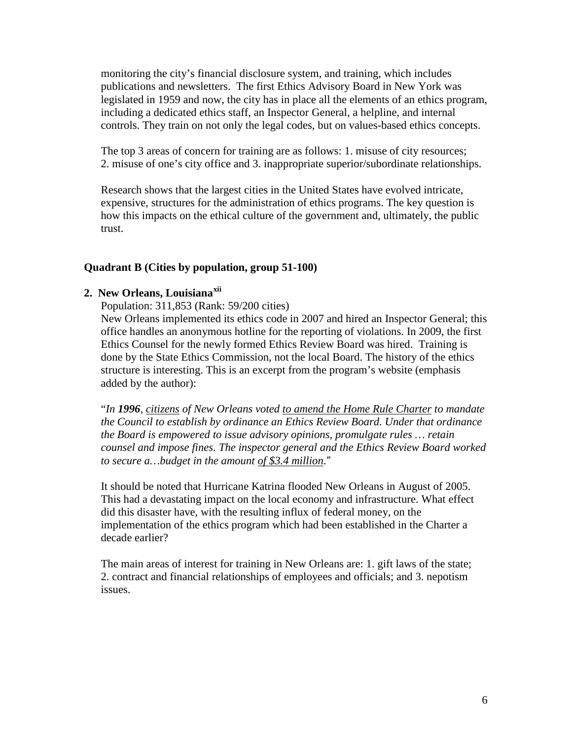monitoring the city's financial disclosure system, and training, which includes publications and newsletters. The first Ethics Advisory Board in New York was legislated in 1959 and now, the city has in place all the elements of an ethics program, including a dedicated ethics staff, an Inspector General, a helpline, and internal controls. They train on not only the legal codes, but on values-based ethics concepts.

The top 3 areas of concern for training are as follows: 1. misuse of city resources; 2. misuse of one's city office and 3. inappropriate superior/subordinate relationships.

Research shows that the largest cities in the United States have evolved intricate, expensive, structures for the administration of ethics programs. The key question is how this impacts on the ethical culture of the government and, ultimately, the public trust.

### Quadrant B (Cities by population, group 51-100)

**2. New Orleans, Louisiana**[xii]

Population: 311,853 (Rank: 59/200 cities)

New Orleans implemented its ethics code in 2007 and hired an Inspector General; this office handles an anonymous hotline for the reporting of violations. In 2009, the first Ethics Counsel for the newly formed Ethics Review Board was hired. Training is done by the State Ethics Commission, not the local Board. The history of the ethics structure is interesting. This is an excerpt from the program's website (emphasis added by the author):

"*In **1996**, <u>citizens</u> of New Orleans voted <u>to amend the Home Rule Charter</u> to mandate the Council to establish by ordinance an Ethics Review Board. Under that ordinance the Board is empowered to issue advisory opinions, promulgate rules … retain counsel and impose fines. The inspector general and the Ethics Review Board worked to secure a…budget in the amount <u>of $3.4 million</u>.*"

It should be noted that Hurricane Katrina flooded New Orleans in August of 2005. This had a devastating impact on the local economy and infrastructure. What effect did this disaster have, with the resulting influx of federal money, on the implementation of the ethics program which had been established in the Charter a decade earlier?

The main areas of interest for training in New Orleans are: 1. gift laws of the state; 2. contract and financial relationships of employees and officials; and 3. nepotism issues.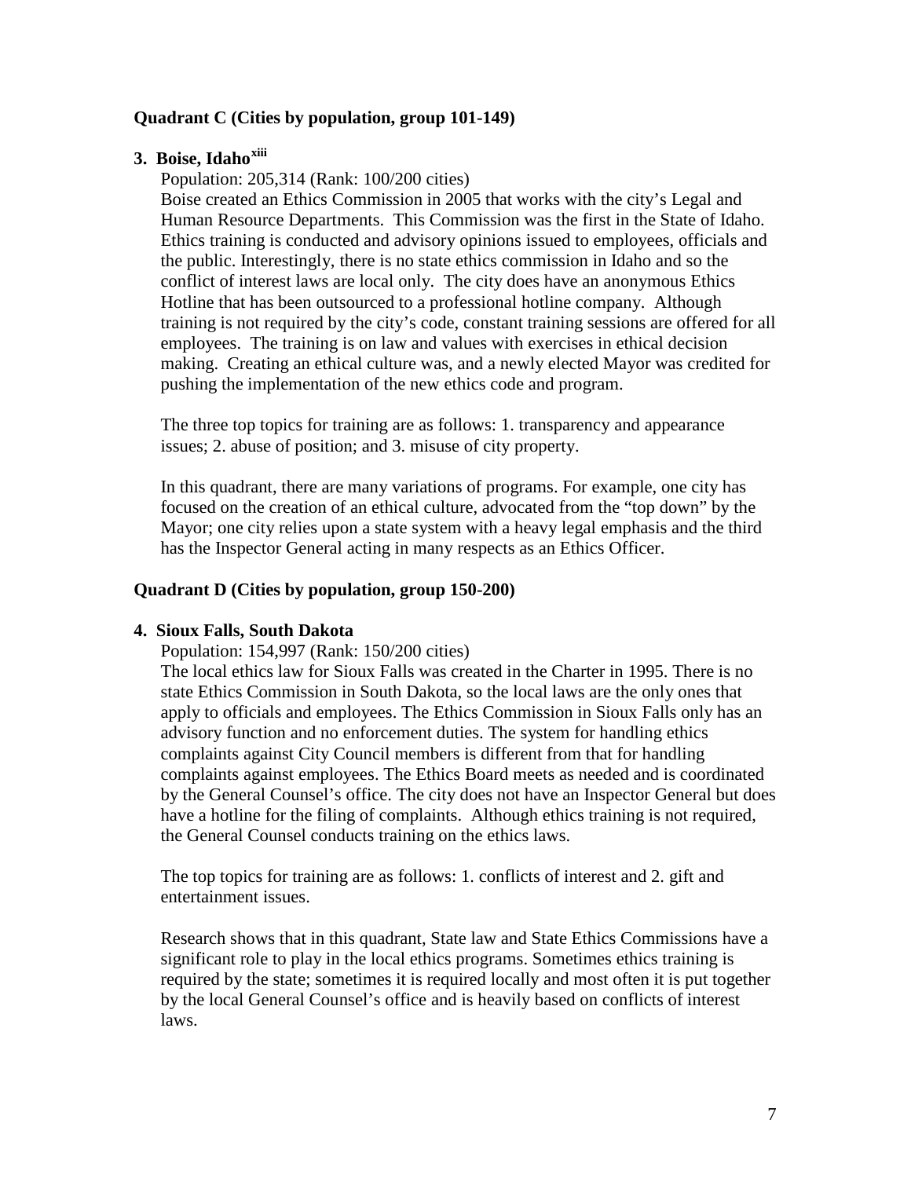**Quadrant C (Cities by population, group 101-149)**

**3. Boise, Idaho[xiii]**

Population: 205,314 (Rank: 100/200 cities)

Boise created an Ethics Commission in 2005 that works with the city's Legal and Human Resource Departments. This Commission was the first in the State of Idaho. Ethics training is conducted and advisory opinions issued to employees, officials and the public. Interestingly, there is no state ethics commission in Idaho and so the conflict of interest laws are local only. The city does have an anonymous Ethics Hotline that has been outsourced to a professional hotline company. Although training is not required by the city's code, constant training sessions are offered for all employees. The training is on law and values with exercises in ethical decision making. Creating an ethical culture was, and a newly elected Mayor was credited for pushing the implementation of the new ethics code and program.

The three top topics for training are as follows: 1. transparency and appearance issues; 2. abuse of position; and 3. misuse of city property.

In this quadrant, there are many variations of programs. For example, one city has focused on the creation of an ethical culture, advocated from the "top down" by the Mayor; one city relies upon a state system with a heavy legal emphasis and the third has the Inspector General acting in many respects as an Ethics Officer.

**Quadrant D (Cities by population, group 150-200)**

**4. Sioux Falls, South Dakota**

Population: 154,997 (Rank: 150/200 cities)

The local ethics law for Sioux Falls was created in the Charter in 1995. There is no state Ethics Commission in South Dakota, so the local laws are the only ones that apply to officials and employees. The Ethics Commission in Sioux Falls only has an advisory function and no enforcement duties. The system for handling ethics complaints against City Council members is different from that for handling complaints against employees. The Ethics Board meets as needed and is coordinated by the General Counsel's office. The city does not have an Inspector General but does have a hotline for the filing of complaints. Although ethics training is not required, the General Counsel conducts training on the ethics laws.

The top topics for training are as follows: 1. conflicts of interest and 2. gift and entertainment issues.

Research shows that in this quadrant, State law and State Ethics Commissions have a significant role to play in the local ethics programs. Sometimes ethics training is required by the state; sometimes it is required locally and most often it is put together by the local General Counsel's office and is heavily based on conflicts of interest laws.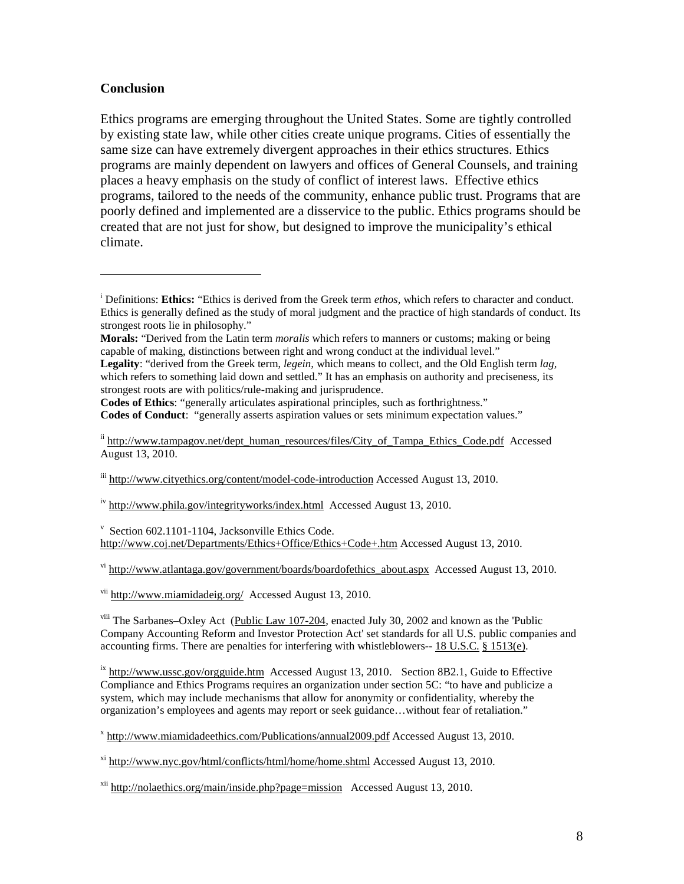## Conclusion

Ethics programs are emerging throughout the United States. Some are tightly controlled by existing state law, while other cities create unique programs. Cities of essentially the same size can have extremely divergent approaches in their ethics structures. Ethics programs are mainly dependent on lawyers and offices of General Counsels, and training places a heavy emphasis on the study of conflict of interest laws. Effective ethics programs, tailored to the needs of the community, enhance public trust. Programs that are poorly defined and implemented are a disservice to the public. Ethics programs should be created that are not just for show, but designed to improve the municipality's ethical climate.

---

[i] Definitions: **Ethics:** "Ethics is derived from the Greek term *ethos*, which refers to character and conduct. Ethics is generally defined as the study of moral judgment and the practice of high standards of conduct. Its strongest roots lie in philosophy."

**Morals:** "Derived from the Latin term *moralis* which refers to manners or customs; making or being capable of making, distinctions between right and wrong conduct at the individual level."

**Legality**: "derived from the Greek term, *legein*, which means to collect, and the Old English term *lag*, which refers to something laid down and settled." It has an emphasis on authority and preciseness, its strongest roots are with politics/rule-making and jurisprudence.

**Codes of Ethics**: "generally articulates aspirational principles, such as forthrightness."

**Codes of Conduct**: "generally asserts aspiration values or sets minimum expectation values."

[ii] http://www.tampagov.net/dept_human_resources/files/City_of_Tampa_Ethics_Code.pdf Accessed August 13, 2010.

[iii] http://www.cityethics.org/content/model-code-introduction Accessed August 13, 2010.

[iv] http://www.phila.gov/integrityworks/index.html Accessed August 13, 2010.

[v] Section 602.1101-1104, Jacksonville Ethics Code. http://www.coj.net/Departments/Ethics+Office/Ethics+Code+.htm Accessed August 13, 2010.

[vi] http://www.atlantaga.gov/government/boards/boardofethics_about.aspx Accessed August 13, 2010.

[vii] http://www.miamidadeig.org/ Accessed August 13, 2010.

[viii] The Sarbanes–Oxley Act (Public Law 107-204, enacted July 30, 2002 and known as the 'Public Company Accounting Reform and Investor Protection Act' set standards for all U.S. public companies and accounting firms. There are penalties for interfering with whistleblowers-- 18 U.S.C. § 1513(e).

[ix] http://www.ussc.gov/orgguide.htm Accessed August 13, 2010. Section 8B2.1, Guide to Effective Compliance and Ethics Programs requires an organization under section 5C: "to have and publicize a system, which may include mechanisms that allow for anonymity or confidentiality, whereby the organization's employees and agents may report or seek guidance…without fear of retaliation."

[x] http://www.miamidadeethics.com/Publications/annual2009.pdf Accessed August 13, 2010.

[xi] http://www.nyc.gov/html/conflicts/html/home/home.shtml Accessed August 13, 2010.

[xii] http://nolaethics.org/main/inside.php?page=mission Accessed August 13, 2010.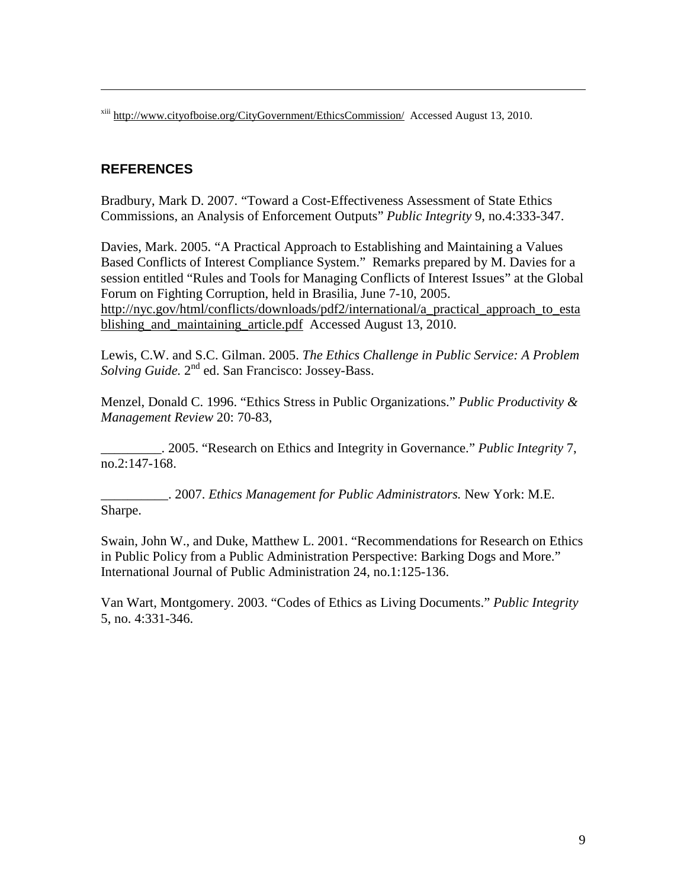[xiii] http://www.cityofboise.org/CityGovernment/EthicsCommission/ Accessed August 13, 2010.

## REFERENCES

Bradbury, Mark D. 2007. "Toward a Cost-Effectiveness Assessment of State Ethics Commissions, an Analysis of Enforcement Outputs" *Public Integrity* 9, no.4:333-347.

Davies, Mark. 2005. "A Practical Approach to Establishing and Maintaining a Values Based Conflicts of Interest Compliance System." Remarks prepared by M. Davies for a session entitled "Rules and Tools for Managing Conflicts of Interest Issues" at the Global Forum on Fighting Corruption, held in Brasilia, June 7-10, 2005. http://nyc.gov/html/conflicts/downloads/pdf2/international/a_practical_approach_to_establishing_and_maintaining_article.pdf Accessed August 13, 2010.

Lewis, C.W. and S.C. Gilman. 2005. *The Ethics Challenge in Public Service: A Problem Solving Guide.* 2nd ed. San Francisco: Jossey-Bass.

Menzel, Donald C. 1996. "Ethics Stress in Public Organizations." *Public Productivity & Management Review* 20: 70-83,

_________. 2005. "Research on Ethics and Integrity in Governance." *Public Integrity* 7, no.2:147-168.

__________. 2007. *Ethics Management for Public Administrators.* New York: M.E. Sharpe.

Swain, John W., and Duke, Matthew L. 2001. "Recommendations for Research on Ethics in Public Policy from a Public Administration Perspective: Barking Dogs and More." International Journal of Public Administration 24, no.1:125-136.

Van Wart, Montgomery. 2003. "Codes of Ethics as Living Documents." *Public Integrity* 5, no. 4:331-346.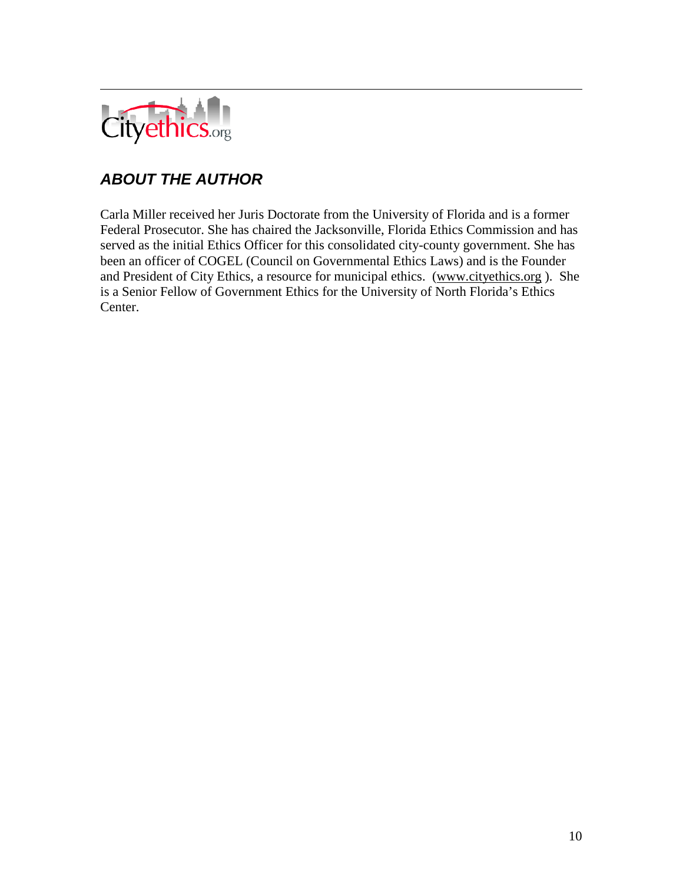## *ABOUT THE AUTHOR*

Carla Miller received her Juris Doctorate from the University of Florida and is a former Federal Prosecutor. She has chaired the Jacksonville, Florida Ethics Commission and has served as the initial Ethics Officer for this consolidated city-county government. She has been an officer of COGEL (Council on Governmental Ethics Laws) and is the Founder and President of City Ethics, a resource for municipal ethics. (www.cityethics.org ). She is a Senior Fellow of Government Ethics for the University of North Florida's Ethics Center.